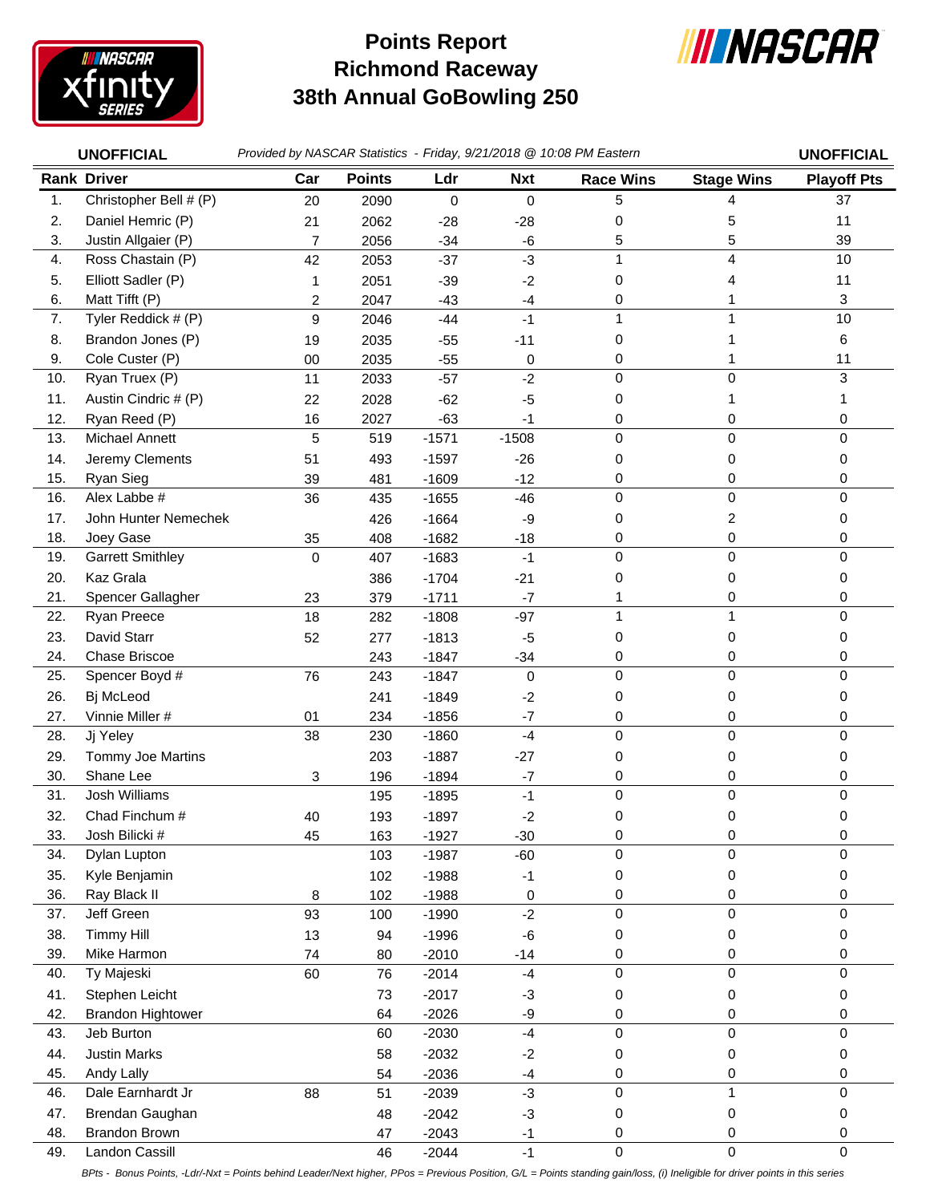# Points Report
# Richmond Raceway
# 38th Annual GoBowling 250

**UNOFFICIAL** *Provided by NASCAR Statistics - Friday, 9/21/2018 @ 10:08 PM Eastern* **UNOFFICIAL**

| Rank | Driver | Car | Points | Ldr | Nxt | Race Wins | Stage Wins | Playoff Pts |
|---|---|---|---|---|---|---|---|---|
| 1. | Christopher Bell # (P) | 20 | 2090 | 0 | 0 | 5 | 4 | 37 |
| 2. | Daniel Hemric (P) | 21 | 2062 | -28 | -28 | 0 | 5 | 11 |
| 3. | Justin Allgaier (P) | 7 | 2056 | -34 | -6 | 5 | 5 | 39 |
| 4. | Ross Chastain (P) | 42 | 2053 | -37 | -3 | 1 | 4 | 10 |
| 5. | Elliott Sadler (P) | 1 | 2051 | -39 | -2 | 0 | 4 | 11 |
| 6. | Matt Tifft (P) | 2 | 2047 | -43 | -4 | 0 | 1 | 3 |
| 7. | Tyler Reddick # (P) | 9 | 2046 | -44 | -1 | 1 | 1 | 10 |
| 8. | Brandon Jones (P) | 19 | 2035 | -55 | -11 | 0 | 1 | 6 |
| 9. | Cole Custer (P) | 00 | 2035 | -55 | 0 | 0 | 1 | 11 |
| 10. | Ryan Truex (P) | 11 | 2033 | -57 | -2 | 0 | 0 | 3 |
| 11. | Austin Cindric # (P) | 22 | 2028 | -62 | -5 | 0 | 1 | 1 |
| 12. | Ryan Reed (P) | 16 | 2027 | -63 | -1 | 0 | 0 | 0 |
| 13. | Michael Annett | 5 | 519 | -1571 | -1508 | 0 | 0 | 0 |
| 14. | Jeremy Clements | 51 | 493 | -1597 | -26 | 0 | 0 | 0 |
| 15. | Ryan Sieg | 39 | 481 | -1609 | -12 | 0 | 0 | 0 |
| 16. | Alex Labbe # | 36 | 435 | -1655 | -46 | 0 | 0 | 0 |
| 17. | John Hunter Nemechek | | 426 | -1664 | -9 | 0 | 2 | 0 |
| 18. | Joey Gase | 35 | 408 | -1682 | -18 | 0 | 0 | 0 |
| 19. | Garrett Smithley | 0 | 407 | -1683 | -1 | 0 | 0 | 0 |
| 20. | Kaz Grala | | 386 | -1704 | -21 | 0 | 0 | 0 |
| 21. | Spencer Gallagher | 23 | 379 | -1711 | -7 | 1 | 0 | 0 |
| 22. | Ryan Preece | 18 | 282 | -1808 | -97 | 1 | 1 | 0 |
| 23. | David Starr | 52 | 277 | -1813 | -5 | 0 | 0 | 0 |
| 24. | Chase Briscoe | | 243 | -1847 | -34 | 0 | 0 | 0 |
| 25. | Spencer Boyd # | 76 | 243 | -1847 | 0 | 0 | 0 | 0 |
| 26. | Bj McLeod | | 241 | -1849 | -2 | 0 | 0 | 0 |
| 27. | Vinnie Miller # | 01 | 234 | -1856 | -7 | 0 | 0 | 0 |
| 28. | Jj Yeley | 38 | 230 | -1860 | -4 | 0 | 0 | 0 |
| 29. | Tommy Joe Martins | | 203 | -1887 | -27 | 0 | 0 | 0 |
| 30. | Shane Lee | 3 | 196 | -1894 | -7 | 0 | 0 | 0 |
| 31. | Josh Williams | | 195 | -1895 | -1 | 0 | 0 | 0 |
| 32. | Chad Finchum # | 40 | 193 | -1897 | -2 | 0 | 0 | 0 |
| 33. | Josh Bilicki # | 45 | 163 | -1927 | -30 | 0 | 0 | 0 |
| 34. | Dylan Lupton | | 103 | -1987 | -60 | 0 | 0 | 0 |
| 35. | Kyle Benjamin | | 102 | -1988 | -1 | 0 | 0 | 0 |
| 36. | Ray Black II | 8 | 102 | -1988 | 0 | 0 | 0 | 0 |
| 37. | Jeff Green | 93 | 100 | -1990 | -2 | 0 | 0 | 0 |
| 38. | Timmy Hill | 13 | 94 | -1996 | -6 | 0 | 0 | 0 |
| 39. | Mike Harmon | 74 | 80 | -2010 | -14 | 0 | 0 | 0 |
| 40. | Ty Majeski | 60 | 76 | -2014 | -4 | 0 | 0 | 0 |
| 41. | Stephen Leicht | | 73 | -2017 | -3 | 0 | 0 | 0 |
| 42. | Brandon Hightower | | 64 | -2026 | -9 | 0 | 0 | 0 |
| 43. | Jeb Burton | | 60 | -2030 | -4 | 0 | 0 | 0 |
| 44. | Justin Marks | | 58 | -2032 | -2 | 0 | 0 | 0 |
| 45. | Andy Lally | | 54 | -2036 | -4 | 0 | 0 | 0 |
| 46. | Dale Earnhardt Jr | 88 | 51 | -2039 | -3 | 0 | 1 | 0 |
| 47. | Brendan Gaughan | | 48 | -2042 | -3 | 0 | 0 | 0 |
| 48. | Brandon Brown | | 47 | -2043 | -1 | 0 | 0 | 0 |
| 49. | Landon Cassill | | 46 | -2044 | -1 | 0 | 0 | 0 |

*BPts - Bonus Points, -Ldr/-Nxt = Points behind Leader/Next higher, PPos = Previous Position, G/L = Points standing gain/loss, (i) Ineligible for driver points in this series*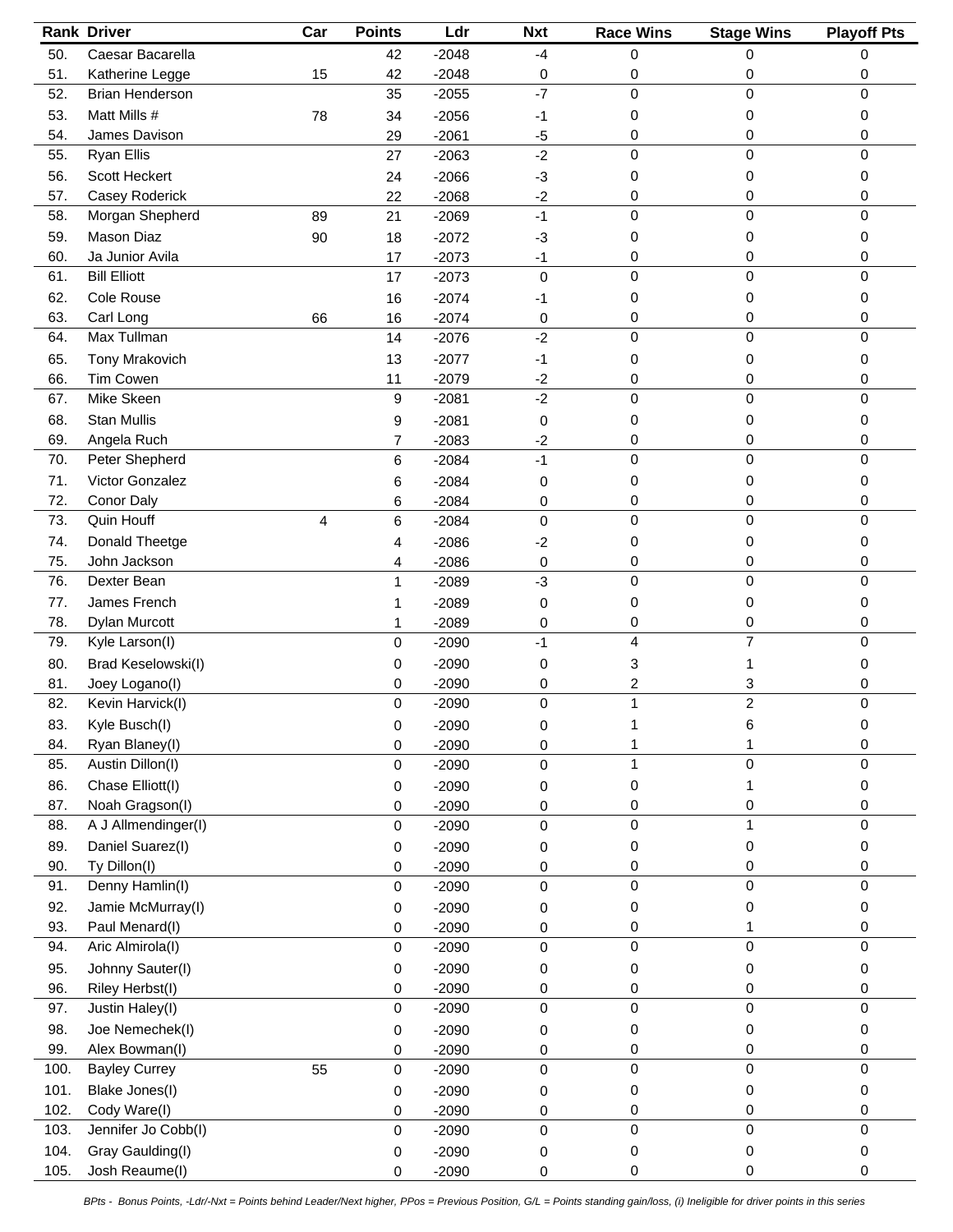| Rank | Driver | Car | Points | Ldr | Nxt | Race Wins | Stage Wins | Playoff Pts |
|---|---|---|---|---|---|---|---|---|
| 50. | Caesar Bacarella | | 42 | -2048 | -4 | 0 | 0 | 0 |
| 51. | Katherine Legge | 15 | 42 | -2048 | 0 | 0 | 0 | 0 |
| 52. | Brian Henderson | | 35 | -2055 | -7 | 0 | 0 | 0 |
| 53. | Matt Mills # | 78 | 34 | -2056 | -1 | 0 | 0 | 0 |
| 54. | James Davison | | 29 | -2061 | -5 | 0 | 0 | 0 |
| 55. | Ryan Ellis | | 27 | -2063 | -2 | 0 | 0 | 0 |
| 56. | Scott Heckert | | 24 | -2066 | -3 | 0 | 0 | 0 |
| 57. | Casey Roderick | | 22 | -2068 | -2 | 0 | 0 | 0 |
| 58. | Morgan Shepherd | 89 | 21 | -2069 | -1 | 0 | 0 | 0 |
| 59. | Mason Diaz | 90 | 18 | -2072 | -3 | 0 | 0 | 0 |
| 60. | Ja Junior Avila | | 17 | -2073 | -1 | 0 | 0 | 0 |
| 61. | Bill Elliott | | 17 | -2073 | 0 | 0 | 0 | 0 |
| 62. | Cole Rouse | | 16 | -2074 | -1 | 0 | 0 | 0 |
| 63. | Carl Long | 66 | 16 | -2074 | 0 | 0 | 0 | 0 |
| 64. | Max Tullman | | 14 | -2076 | -2 | 0 | 0 | 0 |
| 65. | Tony Mrakovich | | 13 | -2077 | -1 | 0 | 0 | 0 |
| 66. | Tim Cowen | | 11 | -2079 | -2 | 0 | 0 | 0 |
| 67. | Mike Skeen | | 9 | -2081 | -2 | 0 | 0 | 0 |
| 68. | Stan Mullis | | 9 | -2081 | 0 | 0 | 0 | 0 |
| 69. | Angela Ruch | | 7 | -2083 | -2 | 0 | 0 | 0 |
| 70. | Peter Shepherd | | 6 | -2084 | -1 | 0 | 0 | 0 |
| 71. | Victor Gonzalez | | 6 | -2084 | 0 | 0 | 0 | 0 |
| 72. | Conor Daly | | 6 | -2084 | 0 | 0 | 0 | 0 |
| 73. | Quin Houff | 4 | 6 | -2084 | 0 | 0 | 0 | 0 |
| 74. | Donald Theetge | | 4 | -2086 | -2 | 0 | 0 | 0 |
| 75. | John Jackson | | 4 | -2086 | 0 | 0 | 0 | 0 |
| 76. | Dexter Bean | | 1 | -2089 | -3 | 0 | 0 | 0 |
| 77. | James French | | 1 | -2089 | 0 | 0 | 0 | 0 |
| 78. | Dylan Murcott | | 1 | -2089 | 0 | 0 | 0 | 0 |
| 79. | Kyle Larson(I) | | 0 | -2090 | -1 | 4 | 7 | 0 |
| 80. | Brad Keselowski(I) | | 0 | -2090 | 0 | 3 | 1 | 0 |
| 81. | Joey Logano(I) | | 0 | -2090 | 0 | 2 | 3 | 0 |
| 82. | Kevin Harvick(I) | | 0 | -2090 | 0 | 1 | 2 | 0 |
| 83. | Kyle Busch(I) | | 0 | -2090 | 0 | 1 | 6 | 0 |
| 84. | Ryan Blaney(I) | | 0 | -2090 | 0 | 1 | 1 | 0 |
| 85. | Austin Dillon(I) | | 0 | -2090 | 0 | 1 | 0 | 0 |
| 86. | Chase Elliott(I) | | 0 | -2090 | 0 | 0 | 1 | 0 |
| 87. | Noah Gragson(I) | | 0 | -2090 | 0 | 0 | 0 | 0 |
| 88. | A J Allmendinger(I) | | 0 | -2090 | 0 | 0 | 1 | 0 |
| 89. | Daniel Suarez(I) | | 0 | -2090 | 0 | 0 | 0 | 0 |
| 90. | Ty Dillon(I) | | 0 | -2090 | 0 | 0 | 0 | 0 |
| 91. | Denny Hamlin(I) | | 0 | -2090 | 0 | 0 | 0 | 0 |
| 92. | Jamie McMurray(I) | | 0 | -2090 | 0 | 0 | 0 | 0 |
| 93. | Paul Menard(I) | | 0 | -2090 | 0 | 0 | 1 | 0 |
| 94. | Aric Almirola(I) | | 0 | -2090 | 0 | 0 | 0 | 0 |
| 95. | Johnny Sauter(I) | | 0 | -2090 | 0 | 0 | 0 | 0 |
| 96. | Riley Herbst(I) | | 0 | -2090 | 0 | 0 | 0 | 0 |
| 97. | Justin Haley(I) | | 0 | -2090 | 0 | 0 | 0 | 0 |
| 98. | Joe Nemechek(I) | | 0 | -2090 | 0 | 0 | 0 | 0 |
| 99. | Alex Bowman(I) | | 0 | -2090 | 0 | 0 | 0 | 0 |
| 100. | Bayley Currey | 55 | 0 | -2090 | 0 | 0 | 0 | 0 |
| 101. | Blake Jones(I) | | 0 | -2090 | 0 | 0 | 0 | 0 |
| 102. | Cody Ware(I) | | 0 | -2090 | 0 | 0 | 0 | 0 |
| 103. | Jennifer Jo Cobb(I) | | 0 | -2090 | 0 | 0 | 0 | 0 |
| 104. | Gray Gaulding(I) | | 0 | -2090 | 0 | 0 | 0 | 0 |
| 105. | Josh Reaume(I) | | 0 | -2090 | 0 | 0 | 0 | 0 |

*BPts - Bonus Points, -Ldr/-Nxt = Points behind Leader/Next higher, PPos = Previous Position, G/L = Points standing gain/loss, (i) Ineligible for driver points in this series*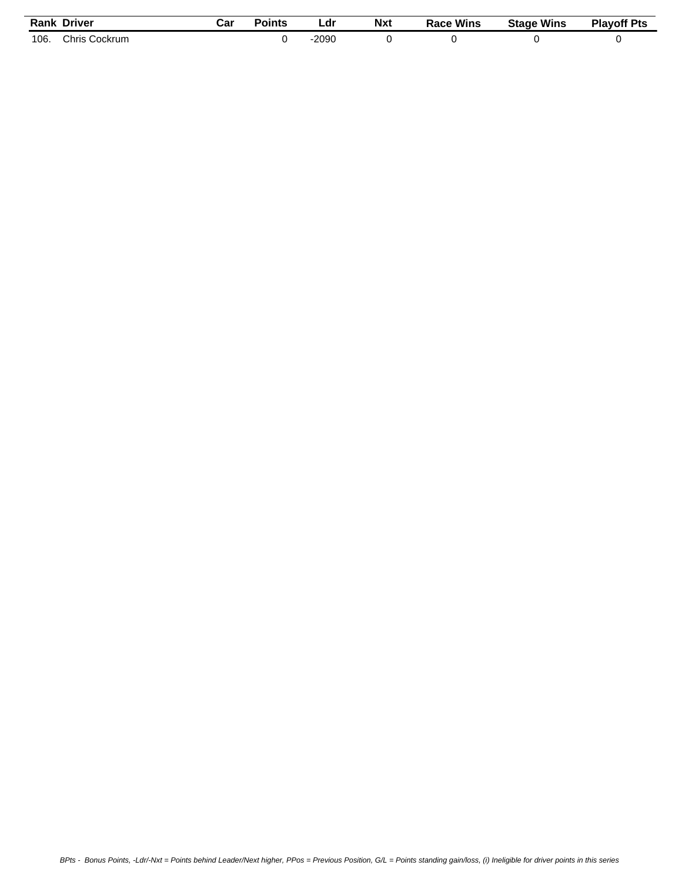| Rank | Driver | Car | Points | Ldr | Nxt | Race Wins | Stage Wins | Playoff Pts |
|---|---|---|---|---|---|---|---|---|
| 106. | Chris Cockrum | | 0 | -2090 | 0 | 0 | 0 | 0 |

*BPts - Bonus Points, -Ldr/-Nxt = Points behind Leader/Next higher, PPos = Previous Position, G/L = Points standing gain/loss, (i) Ineligible for driver points in this series*